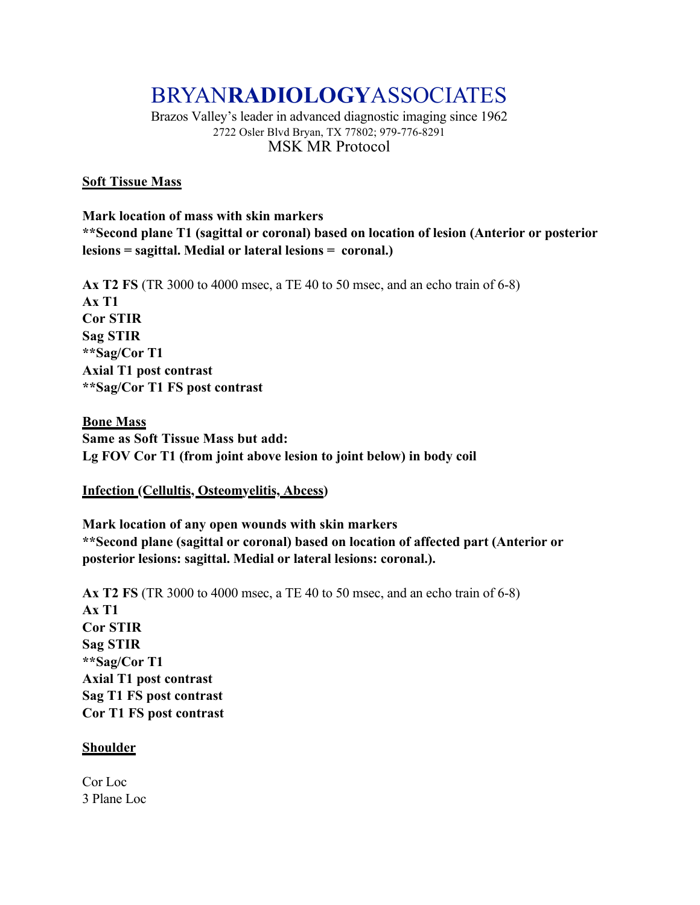# BRYAN**RADIOLOGY**ASSOCIATES

Brazos Valley's leader in advanced diagnostic imaging since 1962

2722 Osler Blvd Bryan, TX 77802; 979-776-8291

MSK MR Protocol

## Soft Tissue Mass

**Mark location of mass with skin markers**

****Second plane T1 (sagittal or coronal) based on location of lesion (Anterior or posterior lesions = sagittal. Medial or lateral lesions = coronal.)**

**Ax T2 FS** (TR 3000 to 4000 msec, a TE 40 to 50 msec, and an echo train of 6-8)

**Ax T1**

**Cor STIR**

**Sag STIR**

****Sag/Cor T1**

**Axial T1 post contrast**

****Sag/Cor T1 FS post contrast**

## Bone Mass

**Same as Soft Tissue Mass but add:**

**Lg FOV Cor T1 (from joint above lesion to joint below) in body coil**

## Infection (Cellultis, Osteomyelitis, Abcess)

**Mark location of any open wounds with skin markers**

****Second plane (sagittal or coronal) based on location of affected part (Anterior or posterior lesions: sagittal. Medial or lateral lesions: coronal.).**

**Ax T2 FS** (TR 3000 to 4000 msec, a TE 40 to 50 msec, and an echo train of 6-8)

**Ax T1**

**Cor STIR**

**Sag STIR**

****Sag/Cor T1**

**Axial T1 post contrast**

**Sag T1 FS post contrast**

**Cor T1 FS post contrast**

## Shoulder

Cor Loc

3 Plane Loc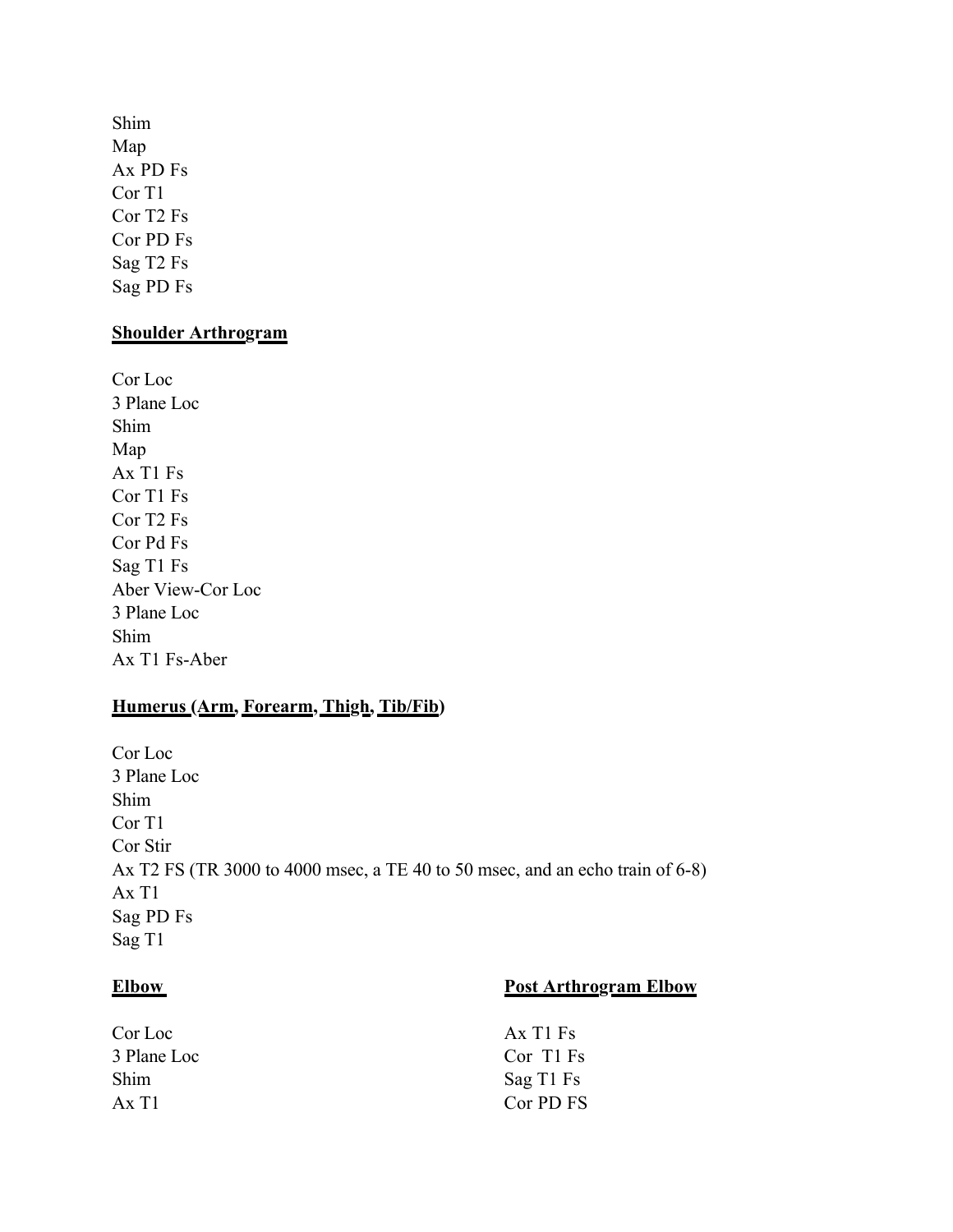Shim
Map
Ax PD Fs
Cor T1
Cor T2 Fs
Cor PD Fs
Sag T2 Fs
Sag PD Fs

**Shoulder Arthrogram**

Cor Loc
3 Plane Loc
Shim
Map
Ax T1 Fs
Cor T1 Fs
Cor T2 Fs
Cor Pd Fs
Sag T1 Fs
Aber View-Cor Loc
3 Plane Loc
Shim
Ax T1 Fs-Aber

**Humerus (Arm, Forearm, Thigh, Tib/Fib)**

Cor Loc
3 Plane Loc
Shim
Cor T1
Cor Stir
Ax T2 FS (TR 3000 to 4000 msec, a TE 40 to 50 msec, and an echo train of 6-8)
Ax T1
Sag PD Fs
Sag T1

**Elbow**

Cor Loc
3 Plane Loc
Shim
Ax T1

**Post Arthrogram Elbow**

Ax T1 Fs
Cor T1 Fs
Sag T1 Fs
Cor PD FS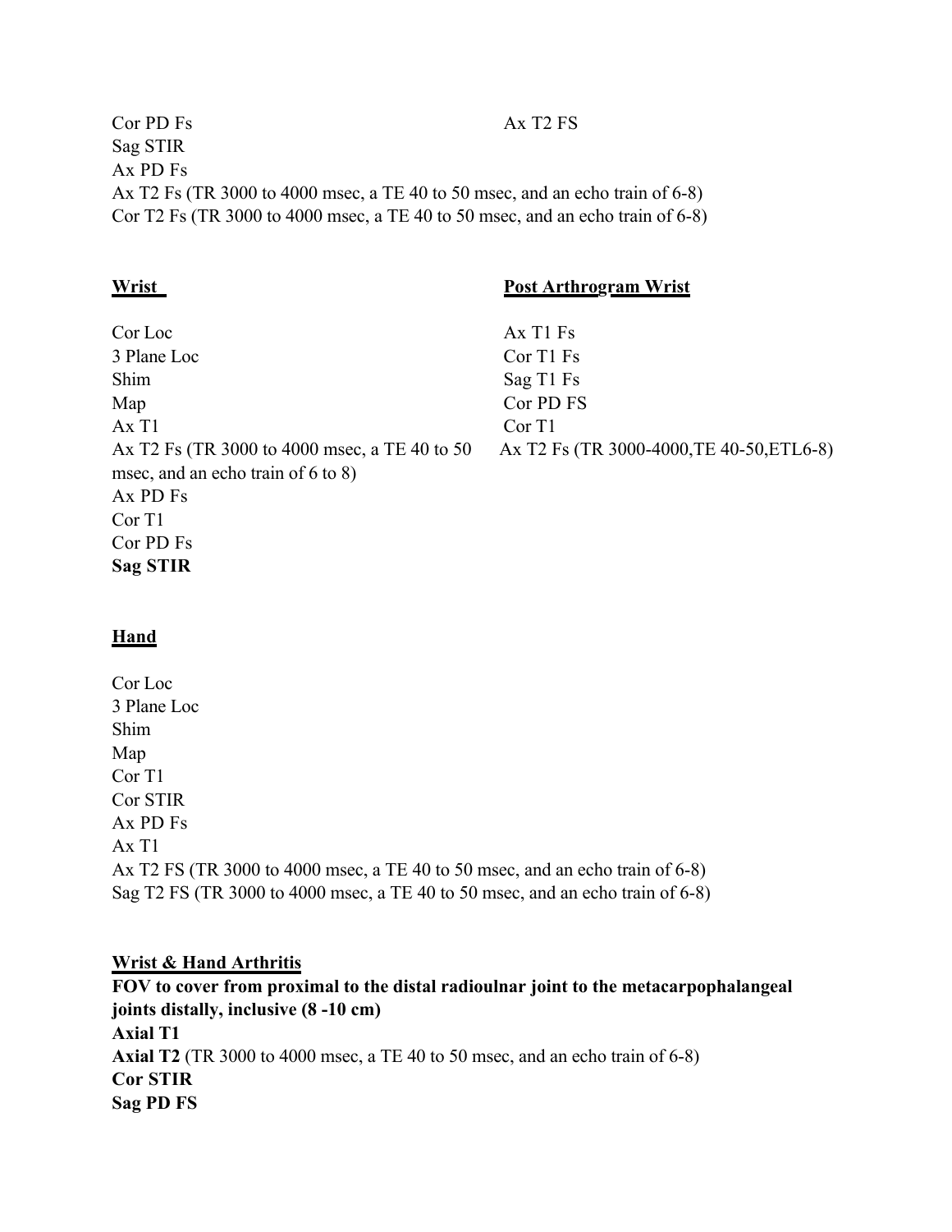Cor PD Fs

Sag STIR

Ax PD Fs

Ax T2 Fs (TR 3000 to 4000 msec, a TE 40 to 50 msec, and an echo train of 6-8)

Cor T2 Fs (TR 3000 to 4000 msec, a TE 40 to 50 msec, and an echo train of 6-8)

Ax T2 FS

**<u>Wrist</u>**

Cor Loc

3 Plane Loc

Shim

Map

Ax T1

Ax T2 Fs (TR 3000 to 4000 msec, a TE 40 to 50 msec, and an echo train of 6 to 8)

Ax PD Fs

Cor T1

Cor PD Fs

**Sag STIR**

**<u>Post Arthrogram Wrist</u>**

Ax T1 Fs

Cor T1 Fs

Sag T1 Fs

Cor PD FS

Cor T1

Ax T2 Fs (TR 3000-4000,TE 40-50,ETL6-8)

**<u>Hand</u>**

Cor Loc

3 Plane Loc

Shim

Map

Cor T1

Cor STIR

Ax PD Fs

Ax T1

Ax T2 FS (TR 3000 to 4000 msec, a TE 40 to 50 msec, and an echo train of 6-8)

Sag T2 FS (TR 3000 to 4000 msec, a TE 40 to 50 msec, and an echo train of 6-8)

**<u>Wrist & Hand Arthritis</u>**

**FOV to cover from proximal to the distal radioulnar joint to the metacarpophalangeal joints distally, inclusive (8 -10 cm)**

**Axial T1**

**Axial T2** (TR 3000 to 4000 msec, a TE 40 to 50 msec, and an echo train of 6-8)

**Cor STIR**

**Sag PD FS**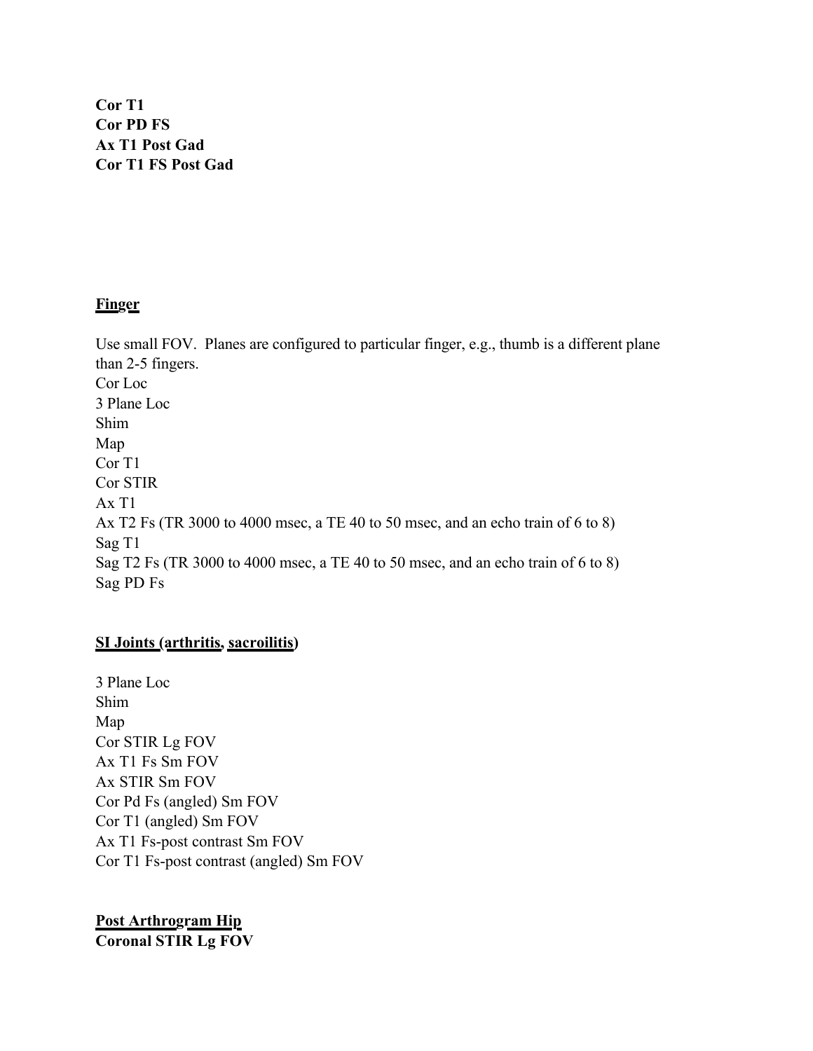**Cor T1**
**Cor PD FS**
**Ax T1 Post Gad**
**Cor T1 FS Post Gad**

**<u>Finger</u>**

Use small FOV. Planes are configured to particular finger, e.g., thumb is a different plane than 2-5 fingers.
Cor Loc
3 Plane Loc
Shim
Map
Cor T1
Cor STIR
Ax T1
Ax T2 Fs (TR 3000 to 4000 msec, a TE 40 to 50 msec, and an echo train of 6 to 8)
Sag T1
Sag T2 Fs (TR 3000 to 4000 msec, a TE 40 to 50 msec, and an echo train of 6 to 8)
Sag PD Fs

**<u>SI Joints (arthritis, sacroilitis)</u>**

3 Plane Loc
Shim
Map
Cor STIR Lg FOV
Ax T1 Fs Sm FOV
Ax STIR Sm FOV
Cor Pd Fs (angled) Sm FOV
Cor T1 (angled) Sm FOV
Ax T1 Fs-post contrast Sm FOV
Cor T1 Fs-post contrast (angled) Sm FOV

**<u>Post Arthrogram Hip</u>**
**Coronal STIR Lg FOV**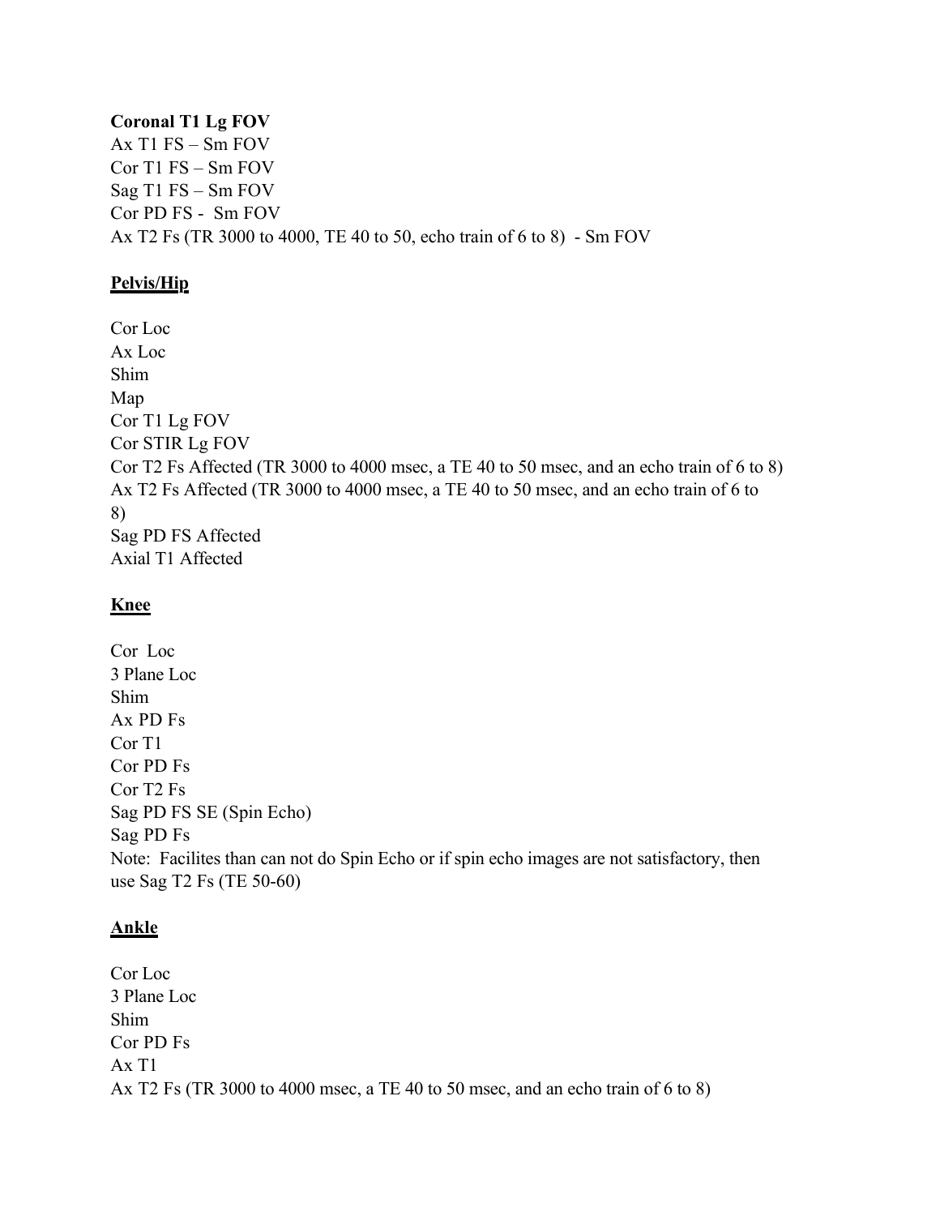**Coronal T1 Lg FOV**
Ax T1 FS – Sm FOV
Cor T1 FS – Sm FOV
Sag T1 FS – Sm FOV
Cor PD FS - Sm FOV
Ax T2 Fs (TR 3000 to 4000, TE 40 to 50, echo train of 6 to 8) - Sm FOV

**<u>Pelvis/Hip</u>**

Cor Loc
Ax Loc
Shim
Map
Cor T1 Lg FOV
Cor STIR Lg FOV
Cor T2 Fs Affected (TR 3000 to 4000 msec, a TE 40 to 50 msec, and an echo train of 6 to 8)
Ax T2 Fs Affected (TR 3000 to 4000 msec, a TE 40 to 50 msec, and an echo train of 6 to 8)
Sag PD FS Affected
Axial T1 Affected

**<u>Knee</u>**

Cor Loc
3 Plane Loc
Shim
Ax PD Fs
Cor T1
Cor PD Fs
Cor T2 Fs
Sag PD FS SE (Spin Echo)
Sag PD Fs
Note: Facilites than can not do Spin Echo or if spin echo images are not satisfactory, then use Sag T2 Fs (TE 50-60)

**<u>Ankle</u>**

Cor Loc
3 Plane Loc
Shim
Cor PD Fs
Ax T1
Ax T2 Fs (TR 3000 to 4000 msec, a TE 40 to 50 msec, and an echo train of 6 to 8)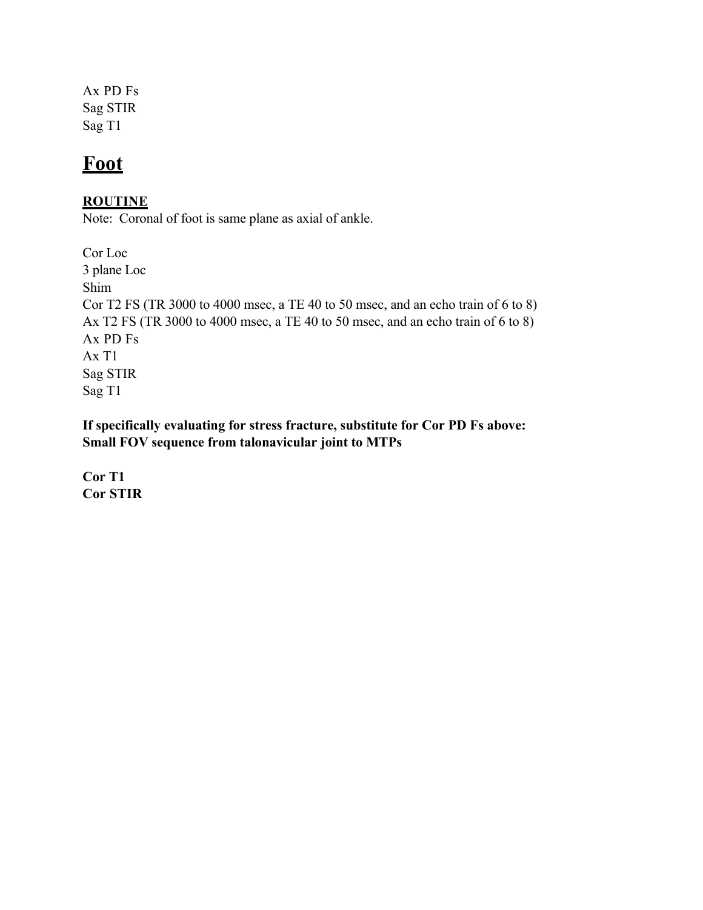Ax PD Fs
Sag STIR
Sag T1

# Foot

**ROUTINE**
Note: Coronal of foot is same plane as axial of ankle.

Cor Loc
3 plane Loc
Shim
Cor T2 FS (TR 3000 to 4000 msec, a TE 40 to 50 msec, and an echo train of 6 to 8)
Ax T2 FS (TR 3000 to 4000 msec, a TE 40 to 50 msec, and an echo train of 6 to 8)
Ax PD Fs
Ax T1
Sag STIR
Sag T1

**If specifically evaluating for stress fracture, substitute for Cor PD Fs above:**
**Small FOV sequence from talonavicular joint to MTPs**

**Cor T1**
**Cor STIR**